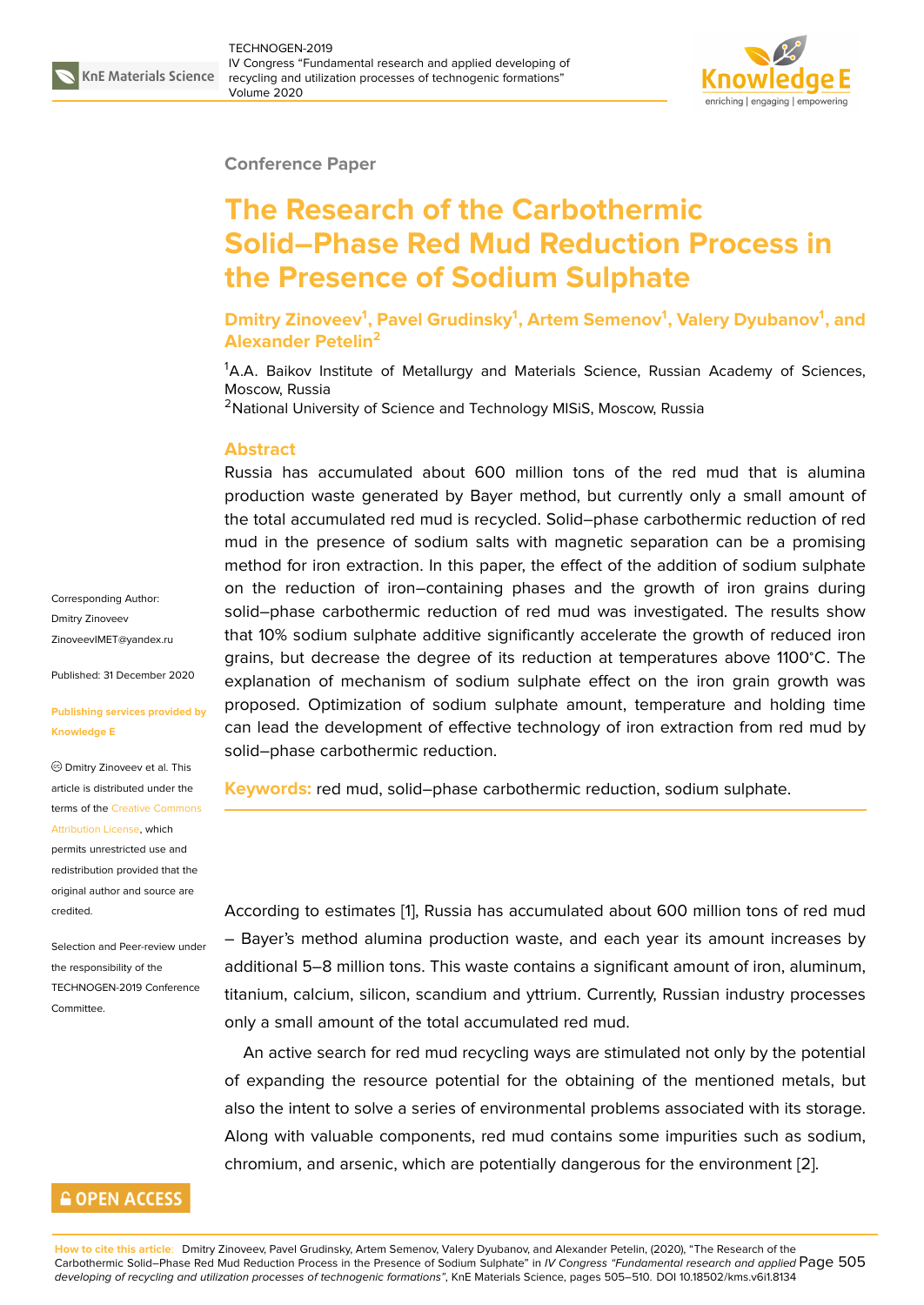Conference Paper

# The Research of the Carbothermic Solid–Phase Red Mud Reduction Process in the Presence of Sodium Sulphate

**Dmitry Zinoveev[1], Pavel Grudinsky[1], Artem Semenov[1], Valery Dyubanov[1], and Alexander Petelin[2]**

[1]A.A. Baikov Institute of Metallurgy and Materials Science, Russian Academy of Sciences, Moscow, Russia
[2]National University of Science and Technology MISiS, Moscow, Russia

Corresponding Author: Dmitry Zinoveev ZinoveevIMET@yandex.ru

Published: 31 December 2020

Publishing services provided by Knowledge E

© Dmitry Zinoveev et al. This article is distributed under the terms of the Creative Commons Attribution License, which permits unrestricted use and redistribution provided that the original author and source are credited.

Selection and Peer-review under the responsibility of the TECHNOGEN-2019 Conference Committee.

## Abstract

Russia has accumulated about 600 million tons of the red mud that is alumina production waste generated by Bayer method, but currently only a small amount of the total accumulated red mud is recycled. Solid–phase carbothermic reduction of red mud in the presence of sodium salts with magnetic separation can be a promising method for iron extraction. In this paper, the effect of the addition of sodium sulphate on the reduction of iron–containing phases and the growth of iron grains during solid–phase carbothermic reduction of red mud was investigated. The results show that 10% sodium sulphate additive significantly accelerate the growth of reduced iron grains, but decrease the degree of its reduction at temperatures above 1100°C. The explanation of mechanism of sodium sulphate effect on the iron grain growth was proposed. Optimization of sodium sulphate amount, temperature and holding time can lead the development of effective technology of iron extraction from red mud by solid–phase carbothermic reduction.

**Keywords:** red mud, solid–phase carbothermic reduction, sodium sulphate.

According to estimates [1], Russia has accumulated about 600 million tons of red mud – Bayer's method alumina production waste, and each year its amount increases by additional 5–8 million tons. This waste contains a significant amount of iron, aluminum, titanium, calcium, silicon, scandium and yttrium. Currently, Russian industry processes only a small amount of the total accumulated red mud.

An active search for red mud recycling ways are stimulated not only by the potential of expanding the resource potential for the obtaining of the mentioned metals, but also the intent to solve a series of environmental problems associated with its storage. Along with valuable components, red mud contains some impurities such as sodium, chromium, and arsenic, which are potentially dangerous for the environment [2].

**How to cite this article:** Dmitry Zinoveev, Pavel Grudinsky, Artem Semenov, Valery Dyubanov, and Alexander Petelin, (2020), "The Research of the Carbothermic Solid–Phase Red Mud Reduction Process in the Presence of Sodium Sulphate" in *IV Congress "Fundamental research and applied developing of recycling and utilization processes of technogenic formations"*, KnE Materials Science, pages 505–510. DOI 10.18502/kms.v6i1.8134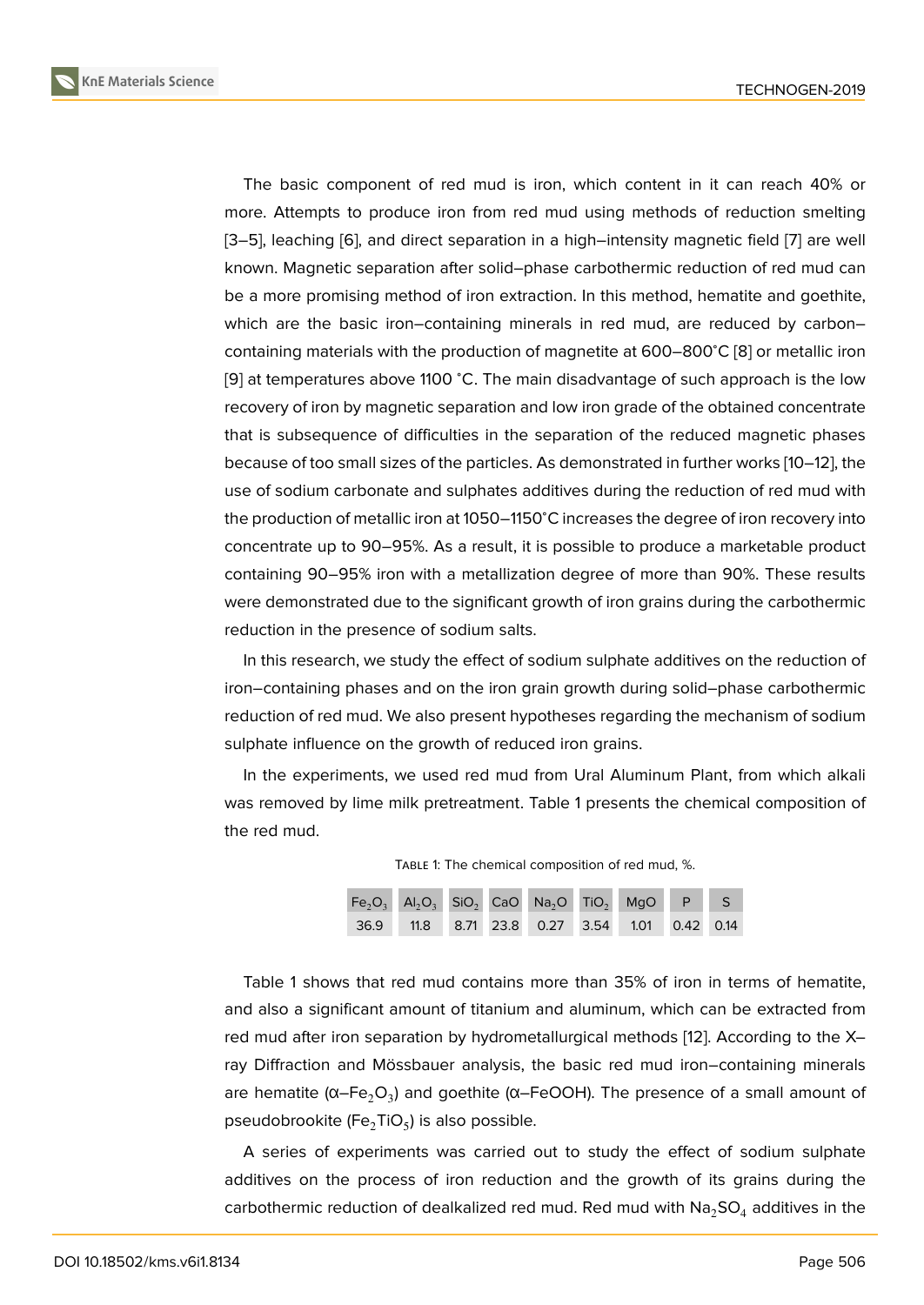The basic component of red mud is iron, which content in it can reach 40% or more. Attempts to produce iron from red mud using methods of reduction smelting [3–5], leaching [6], and direct separation in a high–intensity magnetic field [7] are well known. Magnetic separation after solid–phase carbothermic reduction of red mud can be a more promising method of iron extraction. In this method, hematite and goethite, which are the basic iron–containing minerals in red mud, are reduced by carbon–containing materials with the production of magnetite at 600–800˚C [8] or metallic iron [9] at temperatures above 1100 ˚C. The main disadvantage of such approach is the low recovery of iron by magnetic separation and low iron grade of the obtained concentrate that is subsequence of difficulties in the separation of the reduced magnetic phases because of too small sizes of the particles. As demonstrated in further works [10–12], the use of sodium carbonate and sulphates additives during the reduction of red mud with the production of metallic iron at 1050–1150˚C increases the degree of iron recovery into concentrate up to 90–95%. As a result, it is possible to produce a marketable product containing 90–95% iron with a metallization degree of more than 90%. These results were demonstrated due to the significant growth of iron grains during the carbothermic reduction in the presence of sodium salts.

In this research, we study the effect of sodium sulphate additives on the reduction of iron–containing phases and on the iron grain growth during solid–phase carbothermic reduction of red mud. We also present hypotheses regarding the mechanism of sodium sulphate influence on the growth of reduced iron grains.

In the experiments, we used red mud from Ural Aluminum Plant, from which alkali was removed by lime milk pretreatment. Table 1 presents the chemical composition of the red mud.

Table 1: The chemical composition of red mud, %.

| $Fe_2O_3$ | $Al_2O_3$ | $SiO_2$ | CaO | $Na_2O$ | $TiO_2$ | MgO | P | S |
|---|---|---|---|---|---|---|---|---|
| 36.9 | 11.8 | 8.71 | 23.8 | 0.27 | 3.54 | 1.01 | 0.42 | 0.14 |

Table 1 shows that red mud contains more than 35% of iron in terms of hematite, and also a significant amount of titanium and aluminum, which can be extracted from red mud after iron separation by hydrometallurgical methods [12]. According to the X–ray Diffraction and Mössbauer analysis, the basic red mud iron–containing minerals are hematite (α–$Fe_2O_3$) and goethite (α–FeOOH). The presence of a small amount of pseudobrookite ($Fe_2TiO_5$) is also possible.

A series of experiments was carried out to study the effect of sodium sulphate additives on the process of iron reduction and the growth of its grains during the carbothermic reduction of dealkalized red mud. Red mud with $Na_2SO_4$ additives in the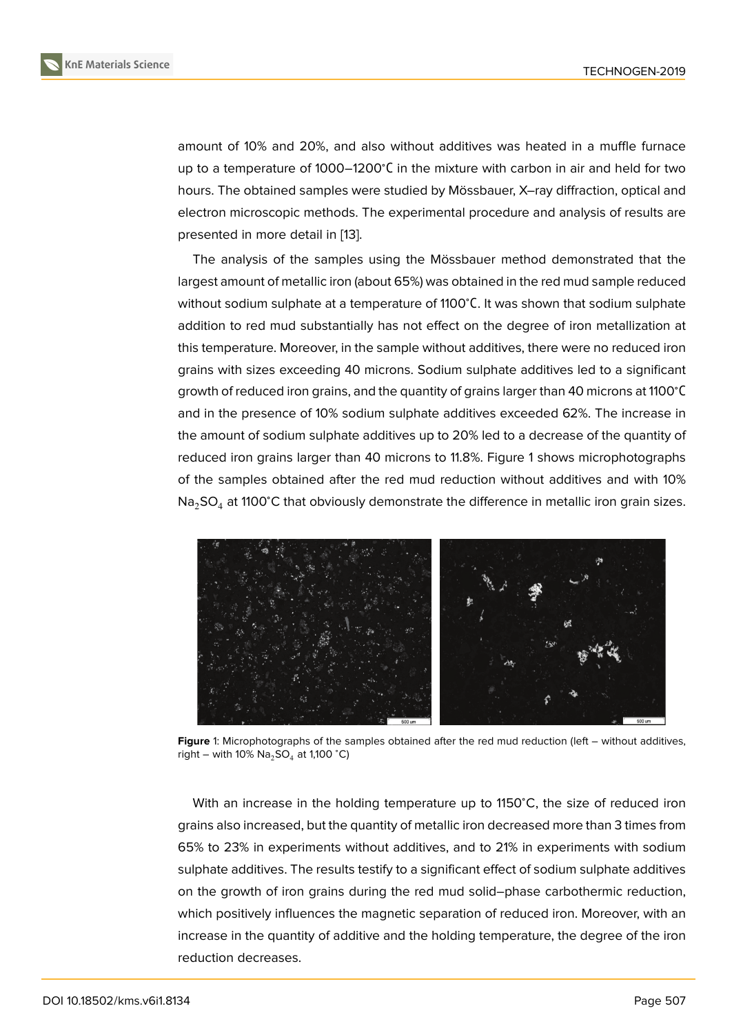amount of 10% and 20%, and also without additives was heated in a muffle furnace up to a temperature of 1000–1200°C in the mixture with carbon in air and held for two hours. The obtained samples were studied by Mössbauer, X–ray diffraction, optical and electron microscopic methods. The experimental procedure and analysis of results are presented in more detail in [13].

The analysis of the samples using the Mössbauer method demonstrated that the largest amount of metallic iron (about 65%) was obtained in the red mud sample reduced without sodium sulphate at a temperature of 1100°C. It was shown that sodium sulphate addition to red mud substantially has not effect on the degree of iron metallization at this temperature. Moreover, in the sample without additives, there were no reduced iron grains with sizes exceeding 40 microns. Sodium sulphate additives led to a significant growth of reduced iron grains, and the quantity of grains larger than 40 microns at 1100°C and in the presence of 10% sodium sulphate additives exceeded 62%. The increase in the amount of sodium sulphate additives up to 20% led to a decrease of the quantity of reduced iron grains larger than 40 microns to 11.8%. Figure 1 shows microphotographs of the samples obtained after the red mud reduction without additives and with 10% $Na_2SO_4$ at 1100°C that obviously demonstrate the difference in metallic iron grain sizes.

**Figure** 1: Microphotographs of the samples obtained after the red mud reduction (left – without additives, right – with 10% $Na_2SO_4$ at 1,100 °C)

With an increase in the holding temperature up to 1150°C, the size of reduced iron grains also increased, but the quantity of metallic iron decreased more than 3 times from 65% to 23% in experiments without additives, and to 21% in experiments with sodium sulphate additives. The results testify to a significant effect of sodium sulphate additives on the growth of iron grains during the red mud solid–phase carbothermic reduction, which positively influences the magnetic separation of reduced iron. Moreover, with an increase in the quantity of additive and the holding temperature, the degree of the iron reduction decreases.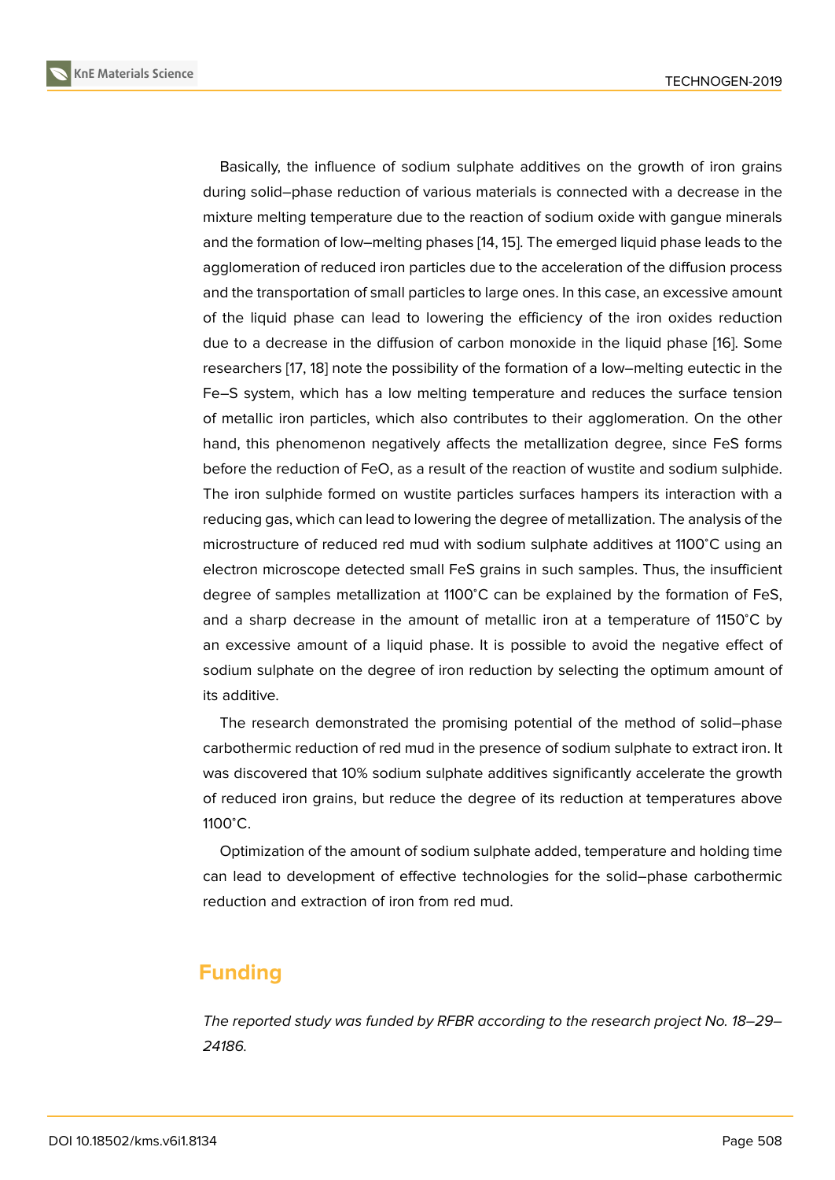Basically, the influence of sodium sulphate additives on the growth of iron grains during solid–phase reduction of various materials is connected with a decrease in the mixture melting temperature due to the reaction of sodium oxide with gangue minerals and the formation of low–melting phases [14, 15]. The emerged liquid phase leads to the agglomeration of reduced iron particles due to the acceleration of the diffusion process and the transportation of small particles to large ones. In this case, an excessive amount of the liquid phase can lead to lowering the efficiency of the iron oxides reduction due to a decrease in the diffusion of carbon monoxide in the liquid phase [16]. Some researchers [17, 18] note the possibility of the formation of a low–melting eutectic in the Fe–S system, which has a low melting temperature and reduces the surface tension of metallic iron particles, which also contributes to their agglomeration. On the other hand, this phenomenon negatively affects the metallization degree, since FeS forms before the reduction of FeO, as a result of the reaction of wustite and sodium sulphide. The iron sulphide formed on wustite particles surfaces hampers its interaction with a reducing gas, which can lead to lowering the degree of metallization. The analysis of the microstructure of reduced red mud with sodium sulphate additives at 1100°C using an electron microscope detected small FeS grains in such samples. Thus, the insufficient degree of samples metallization at 1100°C can be explained by the formation of FeS, and a sharp decrease in the amount of metallic iron at a temperature of 1150°C by an excessive amount of a liquid phase. It is possible to avoid the negative effect of sodium sulphate on the degree of iron reduction by selecting the optimum amount of its additive.

The research demonstrated the promising potential of the method of solid–phase carbothermic reduction of red mud in the presence of sodium sulphate to extract iron. It was discovered that 10% sodium sulphate additives significantly accelerate the growth of reduced iron grains, but reduce the degree of its reduction at temperatures above 1100°C.

Optimization of the amount of sodium sulphate added, temperature and holding time can lead to development of effective technologies for the solid–phase carbothermic reduction and extraction of iron from red mud.

## Funding

*The reported study was funded by RFBR according to the research project No. 18–29–24186.*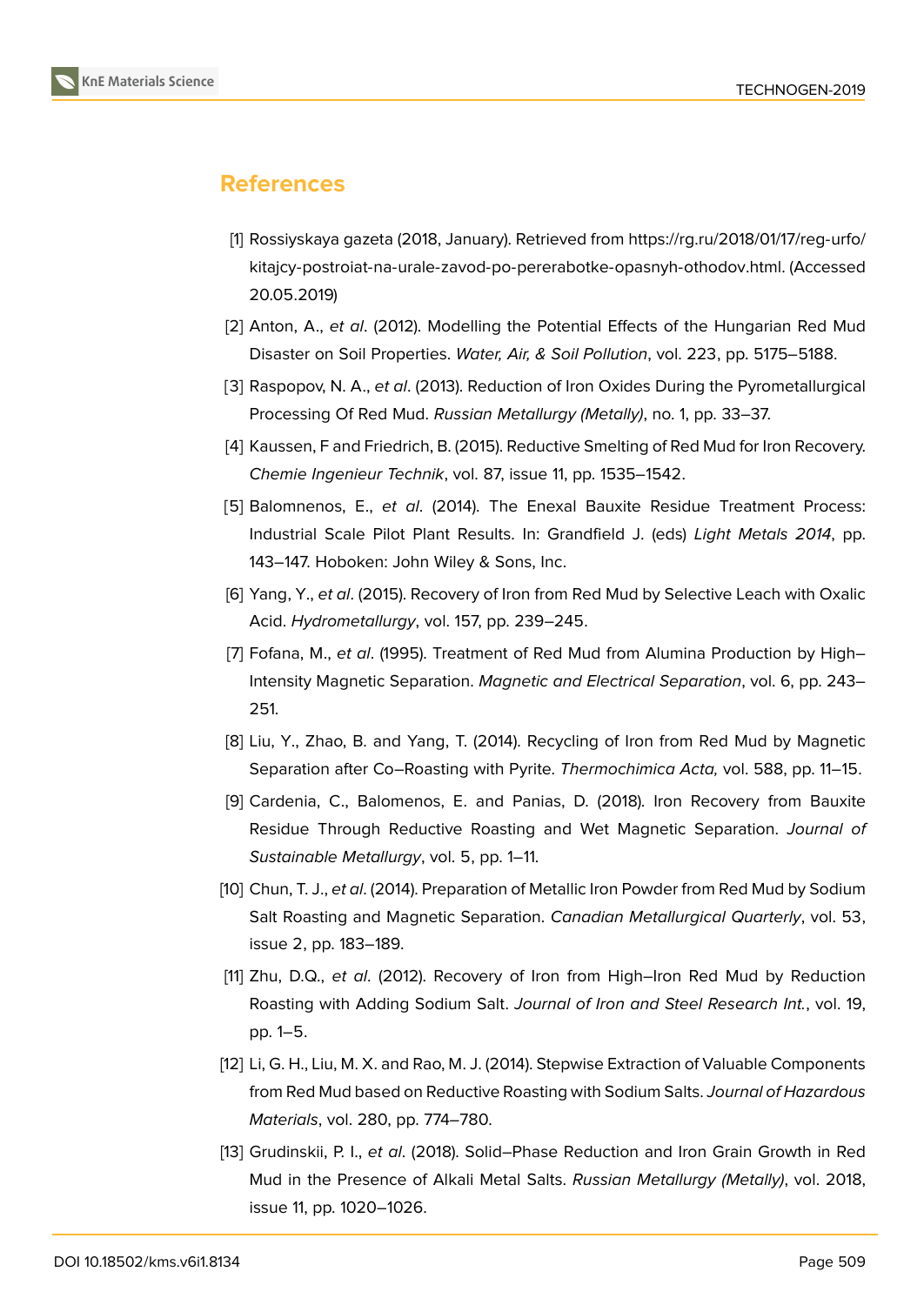## References

[1] Rossiyskaya gazeta (2018, January). Retrieved from https://rg.ru/2018/01/17/reg-urfo/kitajcy-postroiat-na-urale-zavod-po-pererabotke-opasnyh-othodov.html. (Accessed 20.05.2019)

[2] Anton, A., *et al*. (2012). Modelling the Potential Effects of the Hungarian Red Mud Disaster on Soil Properties. *Water, Air, & Soil Pollution*, vol. 223, pp. 5175–5188.

[3] Raspopov, N. A., *et al*. (2013). Reduction of Iron Oxides During the Pyrometallurgical Processing Of Red Mud. *Russian Metallurgy (Metally)*, no. 1, pp. 33–37.

[4] Kaussen, F and Friedrich, B. (2015). Reductive Smelting of Red Mud for Iron Recovery. *Chemie Ingenieur Technik*, vol. 87, issue 11, pp. 1535–1542.

[5] Balomnenos, E., *et al*. (2014). The Enexal Bauxite Residue Treatment Process: Industrial Scale Pilot Plant Results. In: Grandfield J. (eds) *Light Metals 2014*, pp. 143–147. Hoboken: John Wiley & Sons, Inc.

[6] Yang, Y., *et al*. (2015). Recovery of Iron from Red Mud by Selective Leach with Oxalic Acid. *Hydrometallurgy*, vol. 157, pp. 239–245.

[7] Fofana, M., *et al*. (1995). Treatment of Red Mud from Alumina Production by High–Intensity Magnetic Separation. *Magnetic and Electrical Separation*, vol. 6, pp. 243–251.

[8] Liu, Y., Zhao, B. and Yang, T. (2014). Recycling of Iron from Red Mud by Magnetic Separation after Co–Roasting with Pyrite. *Thermochimica Acta,* vol. 588, pp. 11–15.

[9] Cardenia, C., Balomenos, E. and Panias, D. (2018). Iron Recovery from Bauxite Residue Through Reductive Roasting and Wet Magnetic Separation. *Journal of Sustainable Metallurgy*, vol. 5, pp. 1–11.

[10] Chun, T. J., *et al*. (2014). Preparation of Metallic Iron Powder from Red Mud by Sodium Salt Roasting and Magnetic Separation. *Canadian Metallurgical Quarterly*, vol. 53, issue 2, pp. 183–189.

[11] Zhu, D.Q., *et al*. (2012). Recovery of Iron from High–Iron Red Mud by Reduction Roasting with Adding Sodium Salt. *Journal of Iron and Steel Research Int.*, vol. 19, pp. 1–5.

[12] Li, G. H., Liu, M. X. and Rao, M. J. (2014). Stepwise Extraction of Valuable Components from Red Mud based on Reductive Roasting with Sodium Salts. *Journal of Hazardous Materials*, vol. 280, pp. 774–780.

[13] Grudinskii, P. I., *et al*. (2018). Solid–Phase Reduction and Iron Grain Growth in Red Mud in the Presence of Alkali Metal Salts. *Russian Metallurgy (Metally)*, vol. 2018, issue 11, pp. 1020–1026.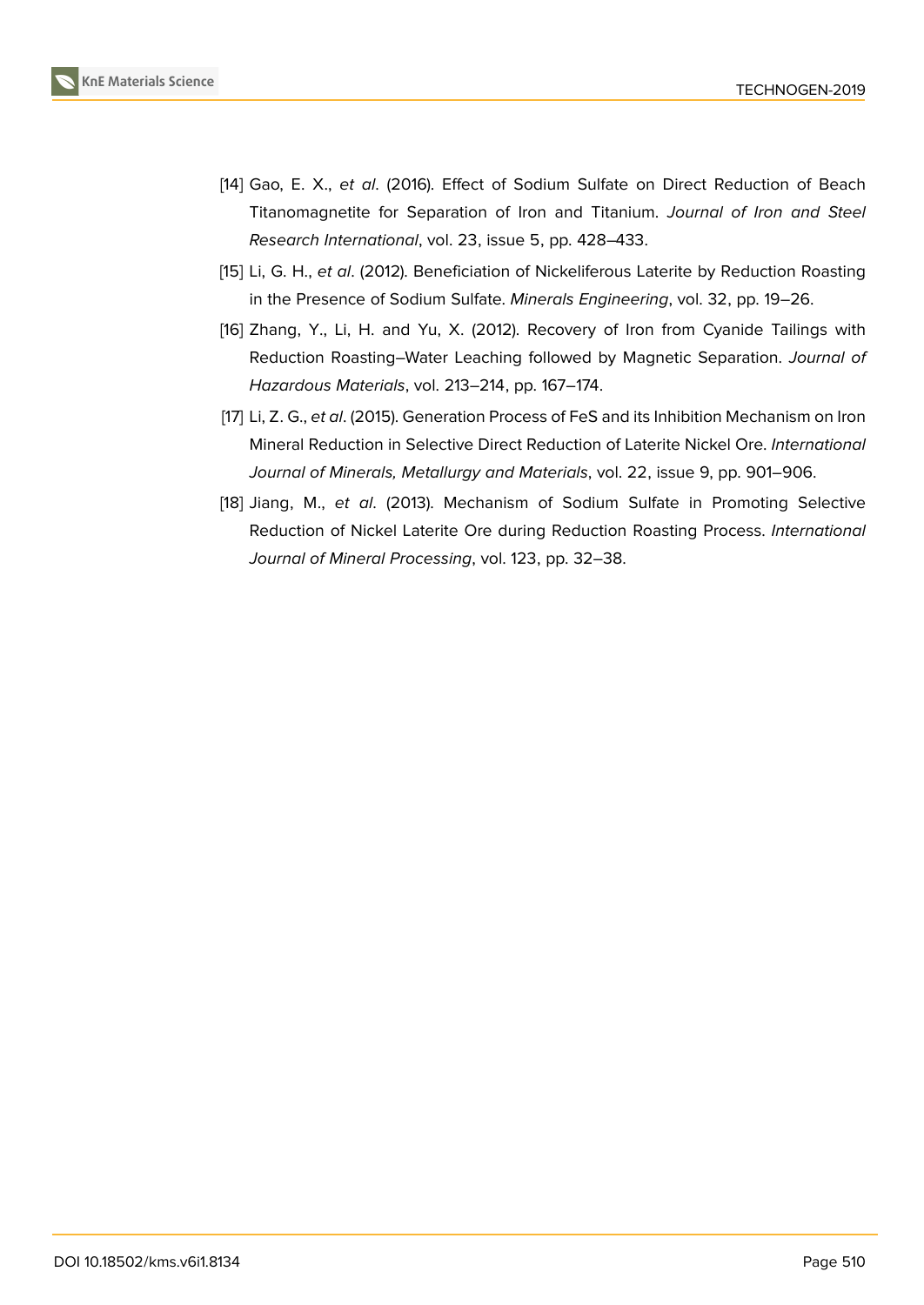[14] Gao, E. X., *et al.* (2016). Effect of Sodium Sulfate on Direct Reduction of Beach Titanomagnetite for Separation of Iron and Titanium. *Journal of Iron and Steel Research International*, vol. 23, issue 5, pp. 428–433.

[15] Li, G. H., *et al*. (2012). Beneficiation of Nickeliferous Laterite by Reduction Roasting in the Presence of Sodium Sulfate. *Minerals Engineering*, vol. 32, pp. 19–26.

[16] Zhang, Y., Li, H. and Yu, X. (2012). Recovery of Iron from Cyanide Tailings with Reduction Roasting–Water Leaching followed by Magnetic Separation. *Journal of Hazardous Materials*, vol. 213–214, pp. 167–174.

[17] Li, Z. G., *et al*. (2015). Generation Process of FeS and its Inhibition Mechanism on Iron Mineral Reduction in Selective Direct Reduction of Laterite Nickel Ore. *International Journal of Minerals, Metallurgy and Materials*, vol. 22, issue 9, pp. 901–906.

[18] Jiang, M., *et al*. (2013). Mechanism of Sodium Sulfate in Promoting Selective Reduction of Nickel Laterite Ore during Reduction Roasting Process. *International Journal of Mineral Processing*, vol. 123, pp. 32–38.